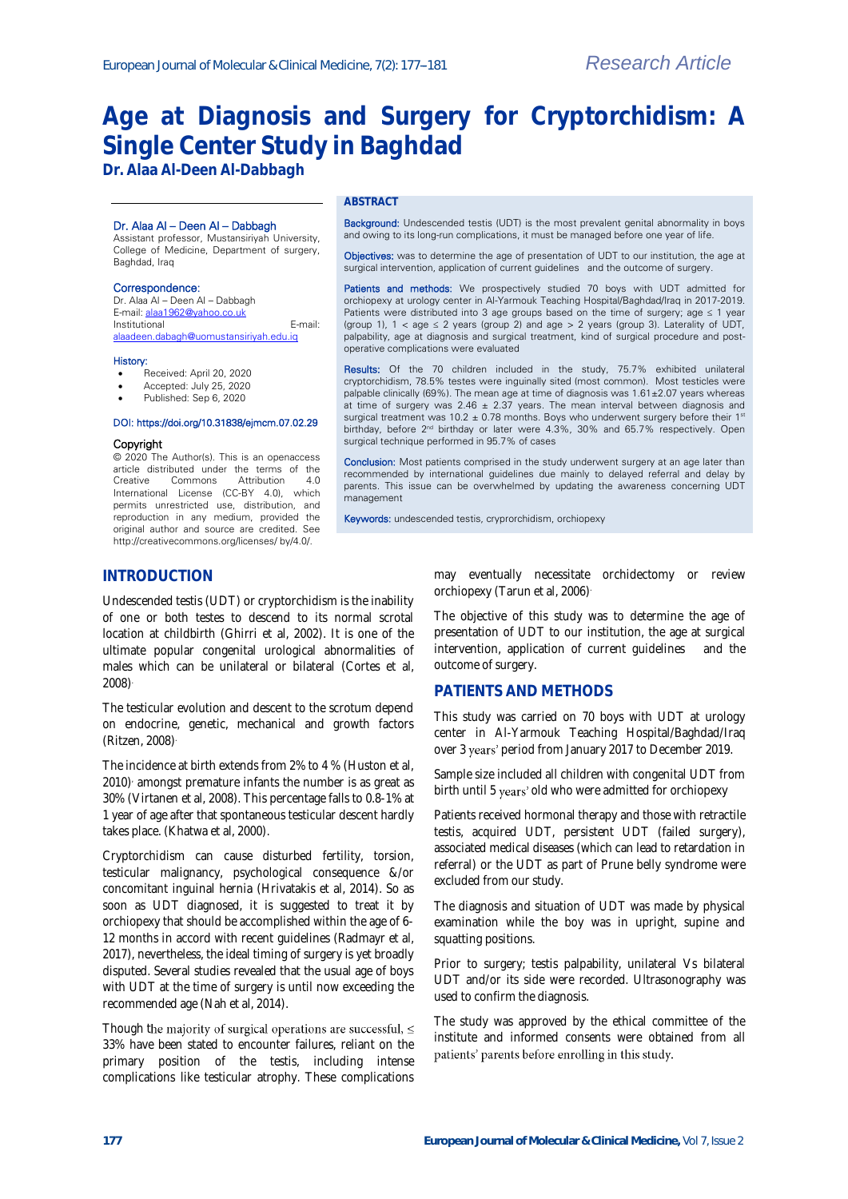Research Article

# Age at Diagnosis and Surgery for Cryptorchidism: A Single Center Study in Baghdad

**Dr. Alaa Al-Deen Al-Dabbagh**

Dr. Alaa Al – Deen Al – Dabbagh
Assistant professor, Mustansiriyah University, College of Medicine, Department of surgery, Baghdad, Iraq

Correspondence:
Dr. Alaa Al – Deen Al – Dabbagh
E-mail: alaa1962@yahoo.co.uk
Institutional E-mail: alaadeen.dabagh@uomustansiriyah.edu.iq

History:
- Received: April 20, 2020
- Accepted: July 25, 2020
- Published: Sep 6, 2020

DOI: https://doi.org/10.31838/ejmcm.07.02.29

Copyright
© 2020 The Author(s). This is an openaccess article distributed under the terms of the Creative Commons Attribution 4.0 International License (CC-BY 4.0), which permits unrestricted use, distribution, and reproduction in any medium, provided the original author and source are credited. See http://creativecommons.org/licenses/ by/4.0/.

**ABSTRACT**

Background: Undescended testis (UDT) is the most prevalent genital abnormality in boys and owing to its long-run complications, it must be managed before one year of life.

Objectives: was to determine the age of presentation of UDT to our institution, the age at surgical intervention, application of current guidelines and the outcome of surgery.

Patients and methods: We prospectively studied 70 boys with UDT admitted for orchiopexy at urology center in Al-Yarmouk Teaching Hospital/Baghdad/Iraq in 2017-2019. Patients were distributed into 3 age groups based on the time of surgery; age ≤ 1 year (group 1), 1 < age ≤ 2 years (group 2) and age > 2 years (group 3). Laterality of UDT, palpability, age at diagnosis and surgical treatment, kind of surgical procedure and post-operative complications were evaluated

Results: Of the 70 children included in the study, 75.7% exhibited unilateral cryptorchidism, 78.5% testes were inguinally sited (most common). Most testicles were palpable clinically (69%). The mean age at time of diagnosis was 1.61±2.07 years whereas at time of surgery was 2.46 ± 2.37 years. The mean interval between diagnosis and surgical treatment was 10.2 ± 0.78 months. Boys who underwent surgery before their 1st birthday, before 2nd birthday or later were 4.3%, 30% and 65.7% respectively. Open surgical technique performed in 95.7% of cases

Conclusion: Most patients comprised in the study underwent surgery at an age later than recommended by international guidelines due mainly to delayed referral and delay by parents. This issue can be overwhelmed by updating the awareness concerning UDT management

Keywords: undescended testis, cryprorchidism, orchiopexy

## INTRODUCTION

Undescended testis (UDT) or cryptorchidism is the inability of one or both testes to descend to its normal scrotal location at childbirth (Ghirri et al, 2002). It is one of the ultimate popular congenital urological abnormalities of males which can be unilateral or bilateral (Cortes et al, 2008).

The testicular evolution and descent to the scrotum depend on endocrine, genetic, mechanical and growth factors (Ritzen, 2008).

The incidence at birth extends from 2% to 4 % (Huston et al, 2010). amongst premature infants the number is as great as 30% (Virtanen et al, 2008). This percentage falls to 0.8-1% at 1 year of age after that spontaneous testicular descent hardly takes place. (Khatwa et al, 2000).

Cryptorchidism can cause disturbed fertility, torsion, testicular malignancy, psychological consequence &/or concomitant inguinal hernia (Hrivatakis et al, 2014). So as soon as UDT diagnosed, it is suggested to treat it by orchiopexy that should be accomplished within the age of 6-12 months in accord with recent guidelines (Radmayr et al, 2017), nevertheless, the ideal timing of surgery is yet broadly disputed. Several studies revealed that the usual age of boys with UDT at the time of surgery is until now exceeding the recommended age (Nah et al, 2014).

Though the majority of surgical operations are successful, ≤ 33% have been stated to encounter failures, reliant on the primary position of the testis, including intense complications like testicular atrophy. These complications may eventually necessitate orchidectomy or review orchiopexy (Tarun et al, 2006).

The objective of this study was to determine the age of presentation of UDT to our institution, the age at surgical intervention, application of current guidelines and the outcome of surgery.

## PATIENTS AND METHODS

This study was carried on 70 boys with UDT at urology center in Al-Yarmouk Teaching Hospital/Baghdad/Iraq over 3 years' period from January 2017 to December 2019.

Sample size included all children with congenital UDT from birth until 5 years' old who were admitted for orchiopexy

Patients received hormonal therapy and those with retractile testis, acquired UDT, persistent UDT (failed surgery), associated medical diseases (which can lead to retardation in referral) or the UDT as part of Prune belly syndrome were excluded from our study.

The diagnosis and situation of UDT was made by physical examination while the boy was in upright, supine and squatting positions.

Prior to surgery; testis palpability, unilateral Vs bilateral UDT and/or its side were recorded. Ultrasonography was used to confirm the diagnosis.

The study was approved by the ethical committee of the institute and informed consents were obtained from all patients' parents before enrolling in this study.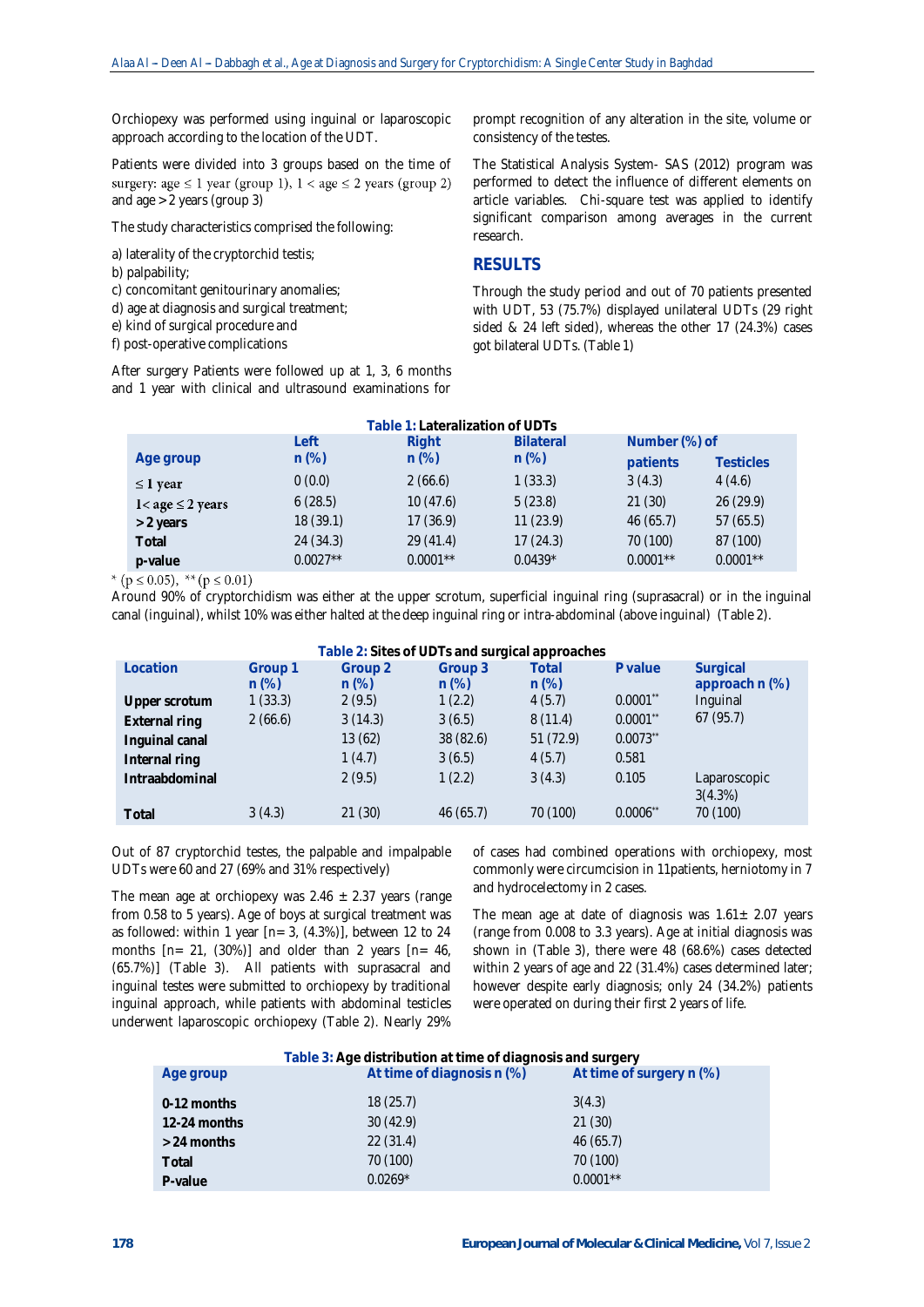Orchiopexy was performed using inguinal or laparoscopic approach according to the location of the UDT.

Patients were divided into 3 groups based on the time of surgery: age ≤ 1 year (group 1), 1 < age ≤ 2 years (group 2) and age > 2 years (group 3)

The study characteristics comprised the following:

a) laterality of the cryptorchid testis;
b) palpability;
c) concomitant genitourinary anomalies;
d) age at diagnosis and surgical treatment;
e) kind of surgical procedure and
f) post-operative complications

After surgery Patients were followed up at 1, 3, 6 months and 1 year with clinical and ultrasound examinations for prompt recognition of any alteration in the site, volume or consistency of the testes.

The Statistical Analysis System- SAS (2012) program was performed to detect the influence of different elements on article variables. Chi-square test was applied to identify significant comparison among averages in the current research.

## RESULTS

Through the study period and out of 70 patients presented with UDT, 53 (75.7%) displayed unilateral UDTs (29 right sided & 24 left sided), whereas the other 17 (24.3%) cases got bilateral UDTs. (Table 1)

**Table 1:** Lateralization of UDTs

| Age group | Left n (%) | Right n (%) | Bilateral n (%) | Number (%) of patients | Number (%) of Testicles |
|---|---|---|---|---|---|
| ≤ 1 year | 0 (0.0) | 2 (66.6) | 1 (33.3) | 3 (4.3) | 4 (4.6) |
| 1< age ≤ 2 years | 6 (28.5) | 10 (47.6) | 5 (23.8) | 21 (30) | 26 (29.9) |
| > 2 years | 18 (39.1) | 17 (36.9) | 11 (23.9) | 46 (65.7) | 57 (65.5) |
| Total | 24 (34.3) | 29 (41.4) | 17 (24.3) | 70 (100) | 87 (100) |
| p-value | 0.0027** | 0.0001** | 0.0439* | 0.0001** | 0.0001** |

* ($p \leq 0.05$), ** ($p \leq 0.01$)

Around 90% of cryptorchidism was either at the upper scrotum, superficial inguinal ring (suprasacral) or in the inguinal canal (inguinal), whilst 10% was either halted at the deep inguinal ring or intra-abdominal (above inguinal) (Table 2).

**Table 2:** Sites of UDTs and surgical approaches

| Location | Group 1 n (%) | Group 2 n (%) | Group 3 n (%) | Total n (%) | P value | Surgical approach n (%) |
|---|---|---|---|---|---|---|
| Upper scrotum | 1 (33.3) | 2 (9.5) | 1 (2.2) | 4 (5.7) | 0.0001** | Inguinal |
| External ring | 2 (66.6) | 3 (14.3) | 3 (6.5) | 8 (11.4) | 0.0001** | 67 (95.7) |
| Inguinal canal | | 13 (62) | 38 (82.6) | 51 (72.9) | 0.0073** | |
| Internal ring | | 1 (4.7) | 3 (6.5) | 4 (5.7) | 0.581 | |
| Intraabdominal | | 2 (9.5) | 1 (2.2) | 3 (4.3) | 0.105 | Laparoscopic 3(4.3%) |
| Total | 3 (4.3) | 21 (30) | 46 (65.7) | 70 (100) | 0.0006** | 70 (100) |

Out of 87 cryptorchid testes, the palpable and impalpable UDTs were 60 and 27 (69% and 31% respectively)

The mean age at orchiopexy was 2.46 ± 2.37 years (range from 0.58 to 5 years). Age of boys at surgical treatment was as followed: within 1 year [n= 3, (4.3%)], between 12 to 24 months [n= 21, (30%)] and older than 2 years [n= 46, (65.7%)] (Table 3). All patients with suprasacral and inguinal testes were submitted to orchiopexy by traditional inguinal approach, while patients with abdominal testicles underwent laparoscopic orchiopexy (Table 2). Nearly 29% of cases had combined operations with orchiopexy, most commonly were circumcision in 11patients, herniotomy in 7 and hydrocelectomy in 2 cases.

The mean age at date of diagnosis was 1.61± 2.07 years (range from 0.008 to 3.3 years). Age at initial diagnosis was shown in (Table 3), there were 48 (68.6%) cases detected within 2 years of age and 22 (31.4%) cases determined later; however despite early diagnosis; only 24 (34.2%) patients were operated on during their first 2 years of life.

**Table 3:** Age distribution at time of diagnosis and surgery

| Age group | At time of diagnosis n (%) | At time of surgery n (%) |
|---|---|---|
| 0-12 months | 18 (25.7) | 3(4.3) |
| 12-24 months | 30 (42.9) | 21 (30) |
| > 24 months | 22 (31.4) | 46 (65.7) |
| Total | 70 (100) | 70 (100) |
| P-value | 0.0269* | 0.0001** |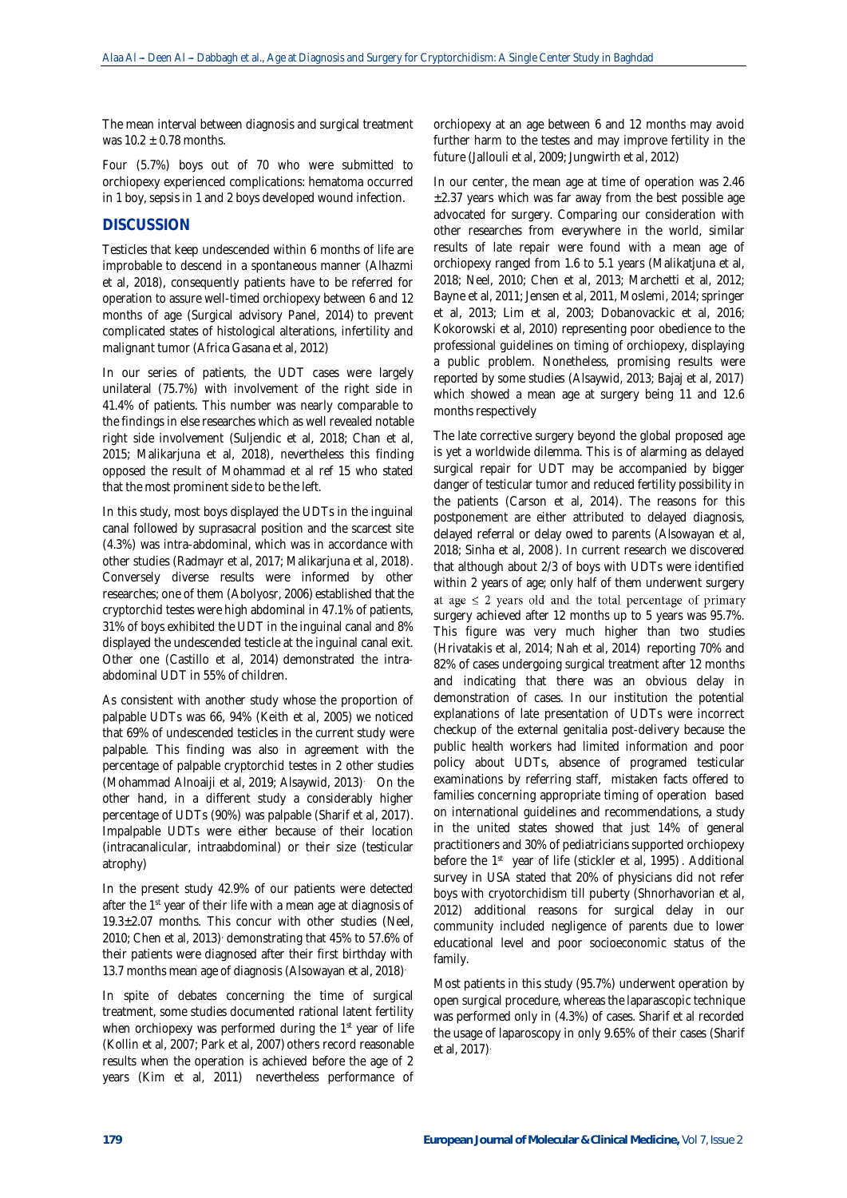The mean interval between diagnosis and surgical treatment was $10.2 \pm 0.78$ months.

Four (5.7%) boys out of 70 who were submitted to orchiopexy experienced complications: hematoma occurred in 1 boy, sepsis in 1 and 2 boys developed wound infection.

## DISCUSSION

Testicles that keep undescended within 6 months of life are improbable to descend in a spontaneous manner (Alhazmi et al, 2018), consequently patients have to be referred for operation to assure well-timed orchiopexy between 6 and 12 months of age (Surgical advisory Panel, 2014) to prevent complicated states of histological alterations, infertility and malignant tumor (Africa Gasana et al, 2012)

In our series of patients, the UDT cases were largely unilateral (75.7%) with involvement of the right side in 41.4% of patients. This number was nearly comparable to the findings in else researches which as well revealed notable right side involvement (Suljendic et al, 2018; Chan et al, 2015; Malikarjuna et al, 2018), nevertheless this finding opposed the result of Mohammad et al ref 15 who stated that the most prominent side to be the left.

In this study, most boys displayed the UDTs in the inguinal canal followed by suprasacral position and the scarcest site (4.3%) was intra-abdominal, which was in accordance with other studies (Radmayr et al, 2017; Malikarjuna et al, 2018). Conversely diverse results were informed by other researches; one of them (Abolyosr, 2006) established that the cryptorchid testes were high abdominal in 47.1% of patients, 31% of boys exhibited the UDT in the inguinal canal and 8% displayed the undescended testicle at the inguinal canal exit. Other one (Castillo et al, 2014) demonstrated the intra-abdominal UDT in 55% of children.

As consistent with another study whose the proportion of palpable UDTs was 66, 94% (Keith et al, 2005) we noticed that 69% of undescended testicles in the current study were palpable. This finding was also in agreement with the percentage of palpable cryptorchid testes in 2 other studies (Mohammad Alnoaiji et al, 2019; Alsaywid, 2013). On the other hand, in a different study a considerably higher percentage of UDTs (90%) was palpable (Sharif et al, 2017). Impalpable UDTs were either because of their location (intracanalicular, intraabdominal) or their size (testicular atrophy)

In the present study 42.9% of our patients were detected after the 1st year of their life with a mean age at diagnosis of $19.3 \pm 2.07$ months. This concur with other studies (Neel, 2010; Chen et al, 2013). demonstrating that 45% to 57.6% of their patients were diagnosed after their first birthday with 13.7 months mean age of diagnosis (Alsowayan et al, 2018).

In spite of debates concerning the time of surgical treatment, some studies documented rational latent fertility when orchiopexy was performed during the 1st year of life (Kollin et al, 2007; Park et al, 2007) others record reasonable results when the operation is achieved before the age of 2 years (Kim et al, 2011) nevertheless performance of orchiopexy at an age between 6 and 12 months may avoid further harm to the testes and may improve fertility in the future (Jallouli et al, 2009; Jungwirth et al, 2012)

In our center, the mean age at time of operation was 2.46 $\pm 2.37$ years which was far away from the best possible age advocated for surgery. Comparing our consideration with other researches from everywhere in the world, similar results of late repair were found with a mean age of orchiopexy ranged from 1.6 to 5.1 years (Malikatjuna et al, 2018; Neel, 2010; Chen et al, 2013; Marchetti et al, 2012; Bayne et al, 2011; Jensen et al, 2011, Moslemi, 2014; springer et al, 2013; Lim et al, 2003; Dobanovackic et al, 2016; Kokorowski et al, 2010) representing poor obedience to the professional guidelines on timing of orchiopexy, displaying a public problem. Nonetheless, promising results were reported by some studies (Alsaywid, 2013; Bajaj et al, 2017) which showed a mean age at surgery being 11 and 12.6 months respectively

The late corrective surgery beyond the global proposed age is yet a worldwide dilemma. This is of alarming as delayed surgical repair for UDT may be accompanied by bigger danger of testicular tumor and reduced fertility possibility in the patients (Carson et al, 2014). The reasons for this postponement are either attributed to delayed diagnosis, delayed referral or delay owed to parents (Alsowayan et al, 2018; Sinha et al, 2008). In current research we discovered that although about 2/3 of boys with UDTs were identified within 2 years of age; only half of them underwent surgery at age $\leq 2$ years old and the total percentage of primary surgery achieved after 12 months up to 5 years was 95.7%. This figure was very much higher than two studies (Hrivatakis et al, 2014; Nah et al, 2014) reporting 70% and 82% of cases undergoing surgical treatment after 12 months and indicating that there was an obvious delay in demonstration of cases. In our institution the potential explanations of late presentation of UDTs were incorrect checkup of the external genitalia post-delivery because the public health workers had limited information and poor policy about UDTs, absence of programed testicular examinations by referring staff, mistaken facts offered to families concerning appropriate timing of operation based on international guidelines and recommendations, a study in the united states showed that just 14% of general practitioners and 30% of pediatricians supported orchiopexy before the 1st year of life (stickler et al, 1995). Additional survey in USA stated that 20% of physicians did not refer boys with cryotorchidism till puberty (Shnorhavorian et al, 2012) additional reasons for surgical delay in our community included negligence of parents due to lower educational level and poor socioeconomic status of the family.

Most patients in this study (95.7%) underwent operation by open surgical procedure, whereas the laparascopic technique was performed only in (4.3%) of cases. Sharif et al recorded the usage of laparoscopy in only 9.65% of their cases (Sharif et al, 2017).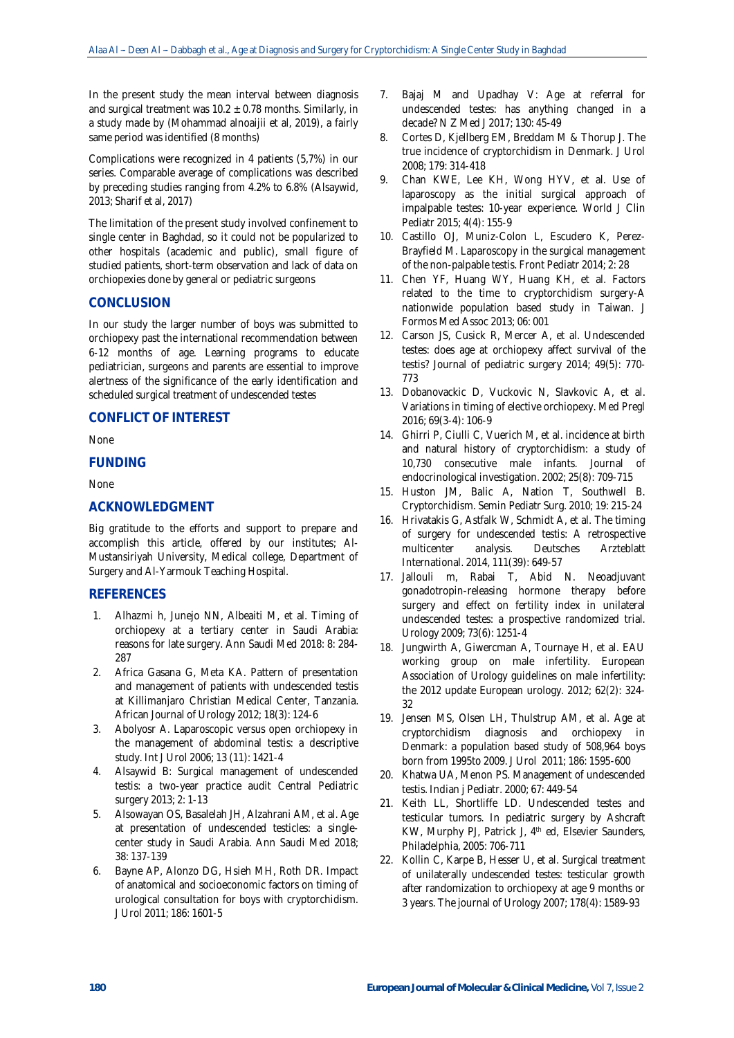In the present study the mean interval between diagnosis and surgical treatment was $10.2 \pm 0.78$ months. Similarly, in a study made by (Mohammad alnoaijii et al, 2019), a fairly same period was identified (8 months)

Complications were recognized in 4 patients (5,7%) in our series. Comparable average of complications was described by preceding studies ranging from 4.2% to 6.8% (Alsaywid, 2013; Sharif et al, 2017)

The limitation of the present study involved confinement to single center in Baghdad, so it could not be popularized to other hospitals (academic and public), small figure of studied patients, short-term observation and lack of data on orchiopexies done by general or pediatric surgeons

## CONCLUSION

In our study the larger number of boys was submitted to orchiopexy past the international recommendation between 6-12 months of age. Learning programs to educate pediatrician, surgeons and parents are essential to improve alertness of the significance of the early identification and scheduled surgical treatment of undescended testes

## CONFLICT OF INTEREST

None

## FUNDING

None

## ACKNOWLEDGMENT

Big gratitude to the efforts and support to prepare and accomplish this article, offered by our institutes; Al-Mustansiriyah University, Medical college, Department of Surgery and Al-Yarmouk Teaching Hospital.

## REFERENCES

1. Alhazmi h, Junejo NN, Albeaiti M, et al. Timing of orchiopexy at a tertiary center in Saudi Arabia: reasons for late surgery. Ann Saudi Med 2018: 8: 284-287
2. Africa Gasana G, Meta KA. Pattern of presentation and management of patients with undescended testis at Killimanjaro Christian Medical Center, Tanzania. African Journal of Urology 2012; 18(3): 124-6
3. Abolyosr A. Laparoscopic versus open orchiopexy in the management of abdominal testis: a descriptive study. Int J Urol 2006; 13 (11): 1421-4
4. Alsaywid B: Surgical management of undescended testis: a two-year practice audit Central Pediatric surgery 2013; 2: 1-13
5. Alsowayan OS, Basalelah JH, Alzahrani AM, et al. Age at presentation of undescended testicles: a single-center study in Saudi Arabia. Ann Saudi Med 2018; 38: 137-139
6. Bayne AP, Alonzo DG, Hsieh MH, Roth DR. Impact of anatomical and socioeconomic factors on timing of urological consultation for boys with cryptorchidism. J Urol 2011; 186: 1601-5
7. Bajaj M and Upadhay V: Age at referral for undescended testes: has anything changed in a decade? N Z Med J 2017; 130: 45-49
8. Cortes D, Kjellberg EM, Breddam M & Thorup J. The true incidence of cryptorchidism in Denmark. J Urol 2008; 179: 314-418
9. Chan KWE, Lee KH, Wong HYV, et al. Use of laparoscopy as the initial surgical approach of impalpable testes: 10-year experience. World J Clin Pediatr 2015; 4(4): 155-9
10. Castillo OJ, Muniz-Colon L, Escudero K, Perez-Brayfield M. Laparoscopy in the surgical management of the non-palpable testis. Front Pediatr 2014; 2: 28
11. Chen YF, Huang WY, Huang KH, et al. Factors related to the time to cryptorchidism surgery-A nationwide population based study in Taiwan. J Formos Med Assoc 2013; 06: 001
12. Carson JS, Cusick R, Mercer A, et al. Undescended testes: does age at orchiopexy affect survival of the testis? Journal of pediatric surgery 2014; 49(5): 770-773
13. Dobanovackic D, Vuckovic N, Slavkovic A, et al. Variations in timing of elective orchiopexy. Med Pregl 2016; 69(3-4): 106-9
14. Ghirri P, Ciulli C, Vuerich M, et al. incidence at birth and natural history of cryptorchidism: a study of 10,730 consecutive male infants. Journal of endocrinological investigation. 2002; 25(8): 709-715
15. Huston JM, Balic A, Nation T, Southwell B. Cryptorchidism. Semin Pediatr Surg. 2010; 19: 215-24
16. Hrivatakis G, Astfalk W, Schmidt A, et al. The timing of surgery for undescended testis: A retrospective multicenter analysis. Deutsches Arzteblatt International. 2014, 111(39): 649-57
17. Jallouli m, Rabai T, Abid N. Neoadjuvant gonadotropin-releasing hormone therapy before surgery and effect on fertility index in unilateral undescended testes: a prospective randomized trial. Urology 2009; 73(6): 1251-4
18. Jungwirth A, Giwercman A, Tournaye H, et al. EAU working group on male infertility. European Association of Urology guidelines on male infertility: the 2012 update European urology. 2012; 62(2): 324-32
19. Jensen MS, Olsen LH, Thulstrup AM, et al. Age at cryptorchidism diagnosis and orchiopexy in Denmark: a population based study of 508,964 boys born from 1995to 2009. J Urol 2011; 186: 1595-600
20. Khatwa UA, Menon PS. Management of undescended testis. Indian j Pediatr. 2000; 67: 449-54
21. Keith LL, Shortliffe LD. Undescended testes and testicular tumors. In pediatric surgery by Ashcraft KW, Murphy PJ, Patrick J, 4th ed, Elsevier Saunders, Philadelphia, 2005: 706-711
22. Kollin C, Karpe B, Hesser U, et al. Surgical treatment of unilaterally undescended testes: testicular growth after randomization to orchiopexy at age 9 months or 3 years. The journal of Urology 2007; 178(4): 1589-93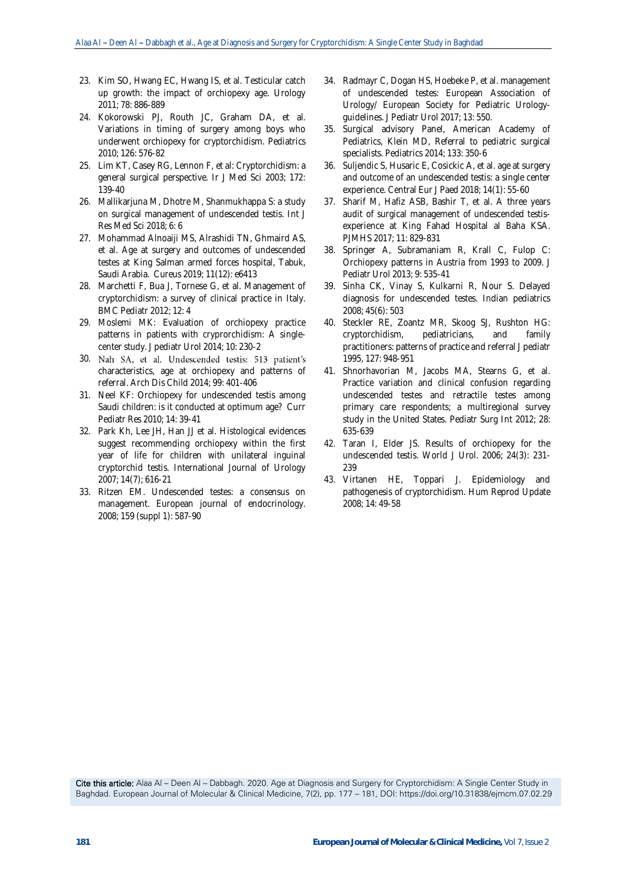23. Kim SO, Hwang EC, Hwang IS, et al. Testicular catch up growth: the impact of orchiopexy age. Urology 2011; 78: 886-889
24. Kokorowski PJ, Routh JC, Graham DA, et al. Variations in timing of surgery among boys who underwent orchiopexy for cryptorchidism. Pediatrics 2010; 126: 576-82
25. Lim KT, Casey RG, Lennon F, et al: Cryptorchidism: a general surgical perspective. Ir J Med Sci 2003; 172: 139-40
26. Mallikarjuna M, Dhotre M, Shanmukhappa S: a study on surgical management of undescended testis. Int J Res Med Sci 2018; 6: 6
27. Mohammad Alnoaiji MS, Alrashidi TN, Ghmaird AS, et al. Age at surgery and outcomes of undescended testes at King Salman armed forces hospital, Tabuk, Saudi Arabia. Cureus 2019; 11(12): e6413
28. Marchetti F, Bua J, Tornese G, et al. Management of cryptorchidism: a survey of clinical practice in Italy. BMC Pediatr 2012; 12: 4
29. Moslemi MK: Evaluation of orchiopexy practice patterns in patients with cryprorchidism: A single-center study. J pediatr Urol 2014; 10: 230-2
30. Nah SA, et al. Undescended testis: 513 patient's characteristics, age at orchiopexy and patterns of referral. Arch Dis Child 2014; 99: 401-406
31. Neel KF: Orchiopexy for undescended testis among Saudi children: is it conducted at optimum age? Curr Pediatr Res 2010; 14: 39-41
32. Park Kh, Lee JH, Han JJ et al. Histological evidences suggest recommending orchiopexy within the first year of life for children with unilateral inguinal cryptorchid testis. International Journal of Urology 2007; 14(7); 616-21
33. Ritzen EM. Undescended testes: a consensus on management. European journal of endocrinology. 2008; 159 (suppl 1): 587-90
34. Radmayr C, Dogan HS, Hoebeke P, et al. management of undescended testes: European Association of Urology/ European Society for Pediatric Urology-guidelines. J Pediatr Urol 2017; 13: 550.
35. Surgical advisory Panel, American Academy of Pediatrics, Klein MD, Referral to pediatric surgical specialists. Pediatrics 2014; 133: 350-6
36. Suljendic S, Husaric E, Cosickic A, et al. age at surgery and outcome of an undescended testis: a single center experience. Central Eur J Paed 2018; 14(1): 55-60
37. Sharif M, Hafiz ASB, Bashir T, et al. A three years audit of surgical management of undescended testis-experience at King Fahad Hospital al Baha KSA. PJMHS 2017; 11: 829-831
38. Springer A, Subramaniam R, Krall C, Fulop C: Orchiopexy patterns in Austria from 1993 to 2009. J Pediatr Urol 2013; 9: 535-41
39. Sinha CK, Vinay S, Kulkarni R, Nour S. Delayed diagnosis for undescended testes. Indian pediatrics 2008; 45(6): 503
40. Steckler RE, Zoantz MR, Skoog SJ, Rushton HG: cryptorchidism, pediatricians, and family practitioners: patterns of practice and referral J pediatr 1995, 127: 948-951
41. Shnorhavorian M, Jacobs MA, Stearns G, et al. Practice variation and clinical confusion regarding undescended testes and retractile testes among primary care respondents; a multiregional survey study in the United States. Pediatr Surg Int 2012; 28: 635-639
42. Taran I, Elder JS. Results of orchiopexy for the undescended testis. World J Urol. 2006; 24(3): 231-239
43. Virtanen HE, Toppari J. Epidemiology and pathogenesis of cryptorchidism. Hum Reprod Update 2008; 14: 49-58

Cite this article: Alaa Al – Deen Al – Dabbagh. 2020. Age at Diagnosis and Surgery for Cryptorchidism: A Single Center Study in Baghdad. European Journal of Molecular & Clinical Medicine, 7(2), pp. 177 – 181, DOI: https://doi.org/10.31838/ejmcm.07.02.29